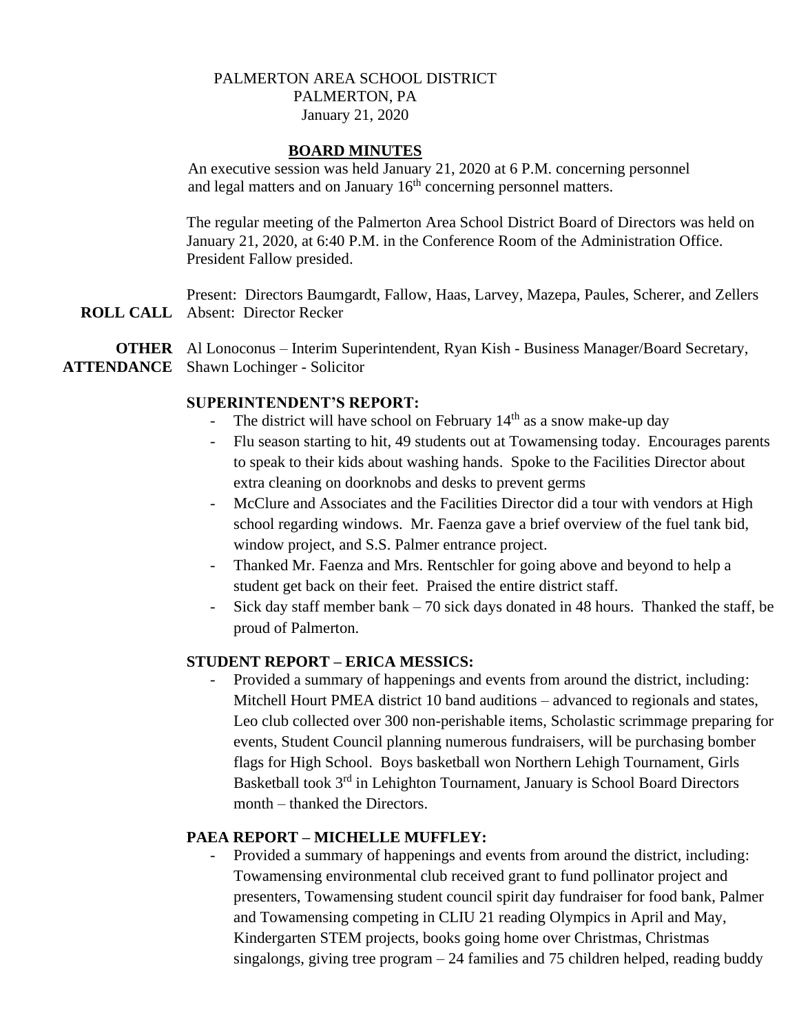PALMERTON AREA SCHOOL DISTRICT
PALMERTON, PA
January 21, 2020

## BOARD MINUTES

An executive session was held January 21, 2020 at 6 P.M. concerning personnel and legal matters and on January 16th concerning personnel matters.

The regular meeting of the Palmerton Area School District Board of Directors was held on January 21, 2020, at 6:40 P.M. in the Conference Room of the Administration Office. President Fallow presided.

**ROLL CALL** Present: Directors Baumgardt, Fallow, Haas, Larvey, Mazepa, Paules, Scherer, and Zellers
Absent: Director Recker

**OTHER ATTENDANCE** Al Lonoconus – Interim Superintendent, Ryan Kish - Business Manager/Board Secretary, Shawn Lochinger - Solicitor

### SUPERINTENDENT'S REPORT:

- The district will have school on February 14th as a snow make-up day
- Flu season starting to hit, 49 students out at Towamensing today. Encourages parents to speak to their kids about washing hands. Spoke to the Facilities Director about extra cleaning on doorknobs and desks to prevent germs
- McClure and Associates and the Facilities Director did a tour with vendors at High school regarding windows. Mr. Faenza gave a brief overview of the fuel tank bid, window project, and S.S. Palmer entrance project.
- Thanked Mr. Faenza and Mrs. Rentschler for going above and beyond to help a student get back on their feet. Praised the entire district staff.
- Sick day staff member bank – 70 sick days donated in 48 hours. Thanked the staff, be proud of Palmerton.

### STUDENT REPORT – ERICA MESSICS:

- Provided a summary of happenings and events from around the district, including: Mitchell Hourt PMEA district 10 band auditions – advanced to regionals and states, Leo club collected over 300 non-perishable items, Scholastic scrimmage preparing for events, Student Council planning numerous fundraisers, will be purchasing bomber flags for High School. Boys basketball won Northern Lehigh Tournament, Girls Basketball took 3rd in Lehighton Tournament, January is School Board Directors month – thanked the Directors.

### PAEA REPORT – MICHELLE MUFFLEY:

- Provided a summary of happenings and events from around the district, including: Towamensing environmental club received grant to fund pollinator project and presenters, Towamensing student council spirit day fundraiser for food bank, Palmer and Towamensing competing in CLIU 21 reading Olympics in April and May, Kindergarten STEM projects, books going home over Christmas, Christmas singalongs, giving tree program – 24 families and 75 children helped, reading buddy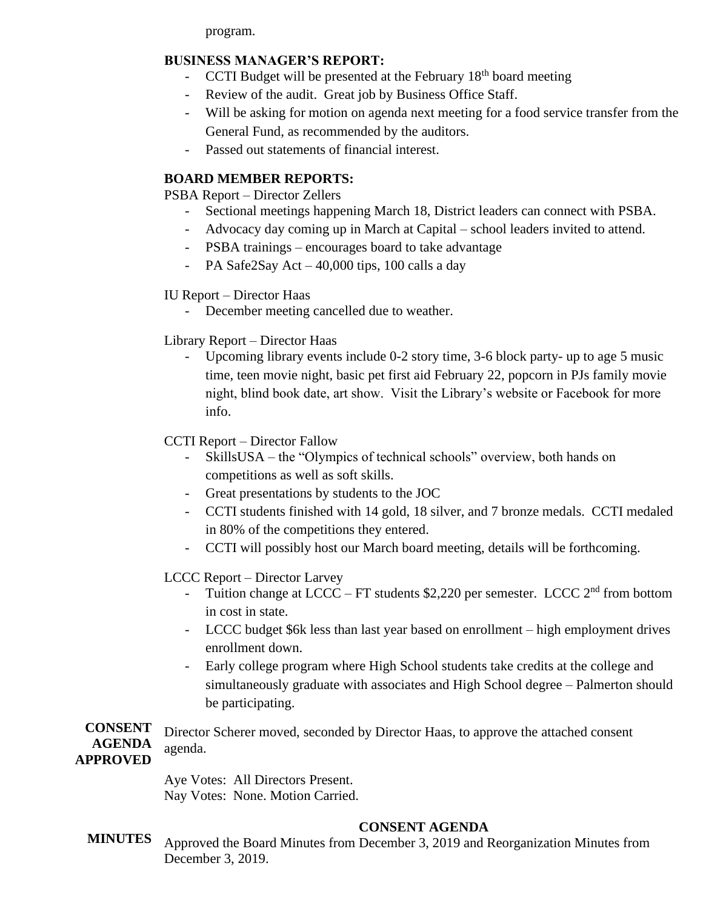program.

**BUSINESS MANAGER'S REPORT:**

- CCTI Budget will be presented at the February 18th board meeting
- Review of the audit. Great job by Business Office Staff.
- Will be asking for motion on agenda next meeting for a food service transfer from the General Fund, as recommended by the auditors.
- Passed out statements of financial interest.

**BOARD MEMBER REPORTS:**

PSBA Report – Director Zellers

- Sectional meetings happening March 18, District leaders can connect with PSBA.
- Advocacy day coming up in March at Capital – school leaders invited to attend.
- PSBA trainings – encourages board to take advantage
- PA Safe2Say Act – 40,000 tips, 100 calls a day

IU Report – Director Haas

- December meeting cancelled due to weather.

Library Report – Director Haas

- Upcoming library events include 0-2 story time, 3-6 block party- up to age 5 music time, teen movie night, basic pet first aid February 22, popcorn in PJs family movie night, blind book date, art show. Visit the Library's website or Facebook for more info.

CCTI Report – Director Fallow

- SkillsUSA – the "Olympics of technical schools" overview, both hands on competitions as well as soft skills.
- Great presentations by students to the JOC
- CCTI students finished with 14 gold, 18 silver, and 7 bronze medals. CCTI medaled in 80% of the competitions they entered.
- CCTI will possibly host our March board meeting, details will be forthcoming.

LCCC Report – Director Larvey

- Tuition change at LCCC – FT students $2,220 per semester. LCCC 2nd from bottom in cost in state.
- LCCC budget $6k less than last year based on enrollment – high employment drives enrollment down.
- Early college program where High School students take credits at the college and simultaneously graduate with associates and High School degree – Palmerton should be participating.

**CONSENT AGENDA APPROVED**

Director Scherer moved, seconded by Director Haas, to approve the attached consent agenda.

Aye Votes: All Directors Present.
Nay Votes: None. Motion Carried.

**CONSENT AGENDA**

**MINUTES**

Approved the Board Minutes from December 3, 2019 and Reorganization Minutes from December 3, 2019.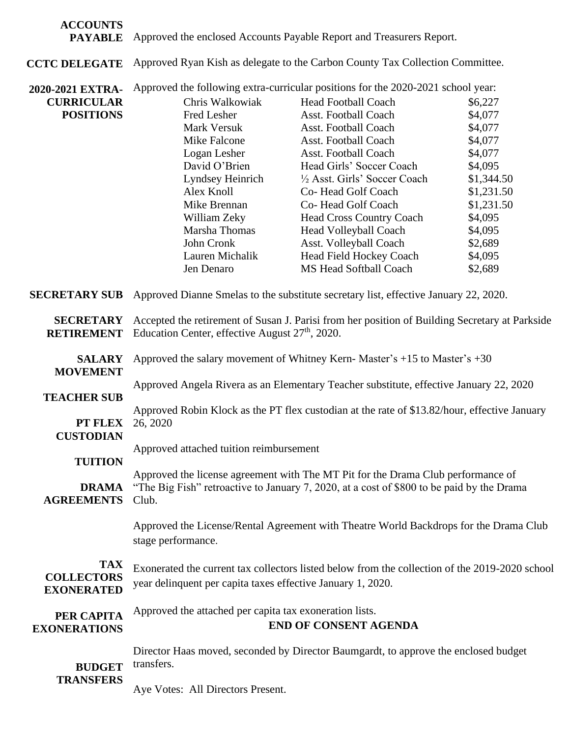**ACCOUNTS PAYABLE** Approved the enclosed Accounts Payable Report and Treasurers Report.

**CCTC DELEGATE** Approved Ryan Kish as delegate to the Carbon County Tax Collection Committee.

**2020-2021 EXTRA-CURRICULAR POSITIONS** Approved the following extra-curricular positions for the 2020-2021 school year:

| | | |
|---|---|---|
| Chris Walkowiak | Head Football Coach | $6,227 |
| Fred Lesher | Asst. Football Coach | $4,077 |
| Mark Versuk | Asst. Football Coach | $4,077 |
| Mike Falcone | Asst. Football Coach | $4,077 |
| Logan Lesher | Asst. Football Coach | $4,077 |
| David O'Brien | Head Girls' Soccer Coach | $4,095 |
| Lyndsey Heinrich | ½ Asst. Girls' Soccer Coach | $1,344.50 |
| Alex Knoll | Co- Head Golf Coach | $1,231.50 |
| Mike Brennan | Co- Head Golf Coach | $1,231.50 |
| William Zeky | Head Cross Country Coach | $4,095 |
| Marsha Thomas | Head Volleyball Coach | $4,095 |
| John Cronk | Asst. Volleyball Coach | $2,689 |
| Lauren Michalik | Head Field Hockey Coach | $4,095 |
| Jen Denaro | MS Head Softball Coach | $2,689 |

**SECRETARY SUB** Approved Dianne Smelas to the substitute secretary list, effective January 22, 2020.

**SECRETARY RETIREMENT** Accepted the retirement of Susan J. Parisi from her position of Building Secretary at Parkside Education Center, effective August 27th, 2020.

**SALARY MOVEMENT** Approved the salary movement of Whitney Kern- Master's +15 to Master's +30

**TEACHER SUB** Approved Angela Rivera as an Elementary Teacher substitute, effective January 22, 2020

**PT FLEX CUSTODIAN** Approved Robin Klock as the PT flex custodian at the rate of $13.82/hour, effective January 26, 2020

**TUITION** Approved attached tuition reimbursement

**DRAMA AGREEMENTS** Approved the license agreement with The MT Pit for the Drama Club performance of "The Big Fish" retroactive to January 7, 2020, at a cost of $800 to be paid by the Drama Club.

Approved the License/Rental Agreement with Theatre World Backdrops for the Drama Club stage performance.

**TAX COLLECTORS EXONERATED** Exonerated the current tax collectors listed below from the collection of the 2019-2020 school year delinquent per capita taxes effective January 1, 2020.

**PER CAPITA EXONERATIONS** Approved the attached per capita tax exoneration lists.

**END OF CONSENT AGENDA**

**BUDGET TRANSFERS** Director Haas moved, seconded by Director Baumgardt, to approve the enclosed budget transfers.

Aye Votes: All Directors Present.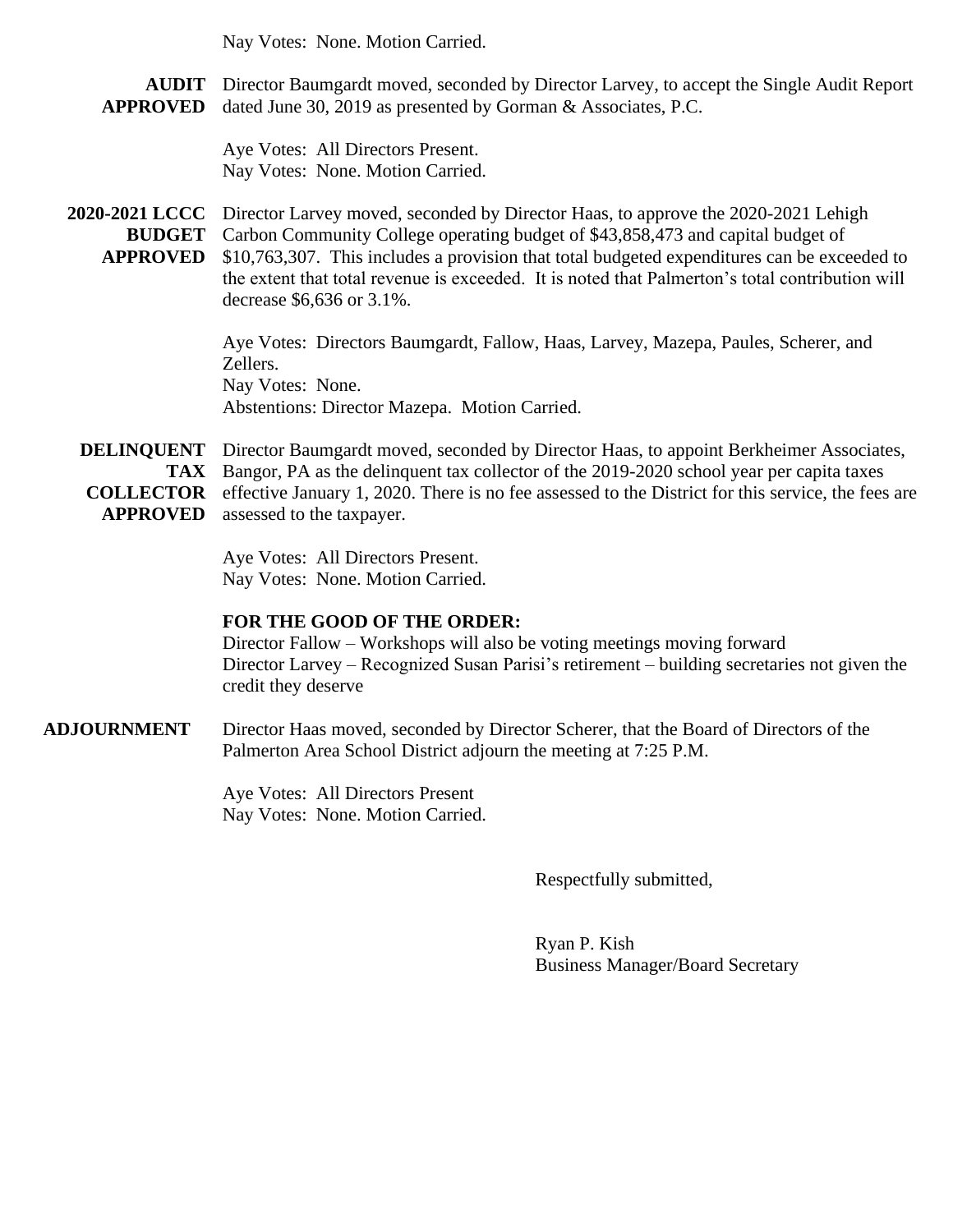Nay Votes: None. Motion Carried.

**AUDIT APPROVED** Director Baumgardt moved, seconded by Director Larvey, to accept the Single Audit Report dated June 30, 2019 as presented by Gorman & Associates, P.C.

Aye Votes: All Directors Present.
Nay Votes: None. Motion Carried.

**2020-2021 LCCC BUDGET APPROVED** Director Larvey moved, seconded by Director Haas, to approve the 2020-2021 Lehigh Carbon Community College operating budget of $43,858,473 and capital budget of $10,763,307. This includes a provision that total budgeted expenditures can be exceeded to the extent that total revenue is exceeded. It is noted that Palmerton's total contribution will decrease $6,636 or 3.1%.

Aye Votes: Directors Baumgardt, Fallow, Haas, Larvey, Mazepa, Paules, Scherer, and Zellers.
Nay Votes: None.
Abstentions: Director Mazepa. Motion Carried.

**DELINQUENT TAX COLLECTOR APPROVED** Director Baumgardt moved, seconded by Director Haas, to appoint Berkheimer Associates, Bangor, PA as the delinquent tax collector of the 2019-2020 school year per capita taxes effective January 1, 2020. There is no fee assessed to the District for this service, the fees are assessed to the taxpayer.

Aye Votes: All Directors Present.
Nay Votes: None. Motion Carried.

**FOR THE GOOD OF THE ORDER:**
Director Fallow – Workshops will also be voting meetings moving forward
Director Larvey – Recognized Susan Parisi's retirement – building secretaries not given the credit they deserve

**ADJOURNMENT** Director Haas moved, seconded by Director Scherer, that the Board of Directors of the Palmerton Area School District adjourn the meeting at 7:25 P.M.

Aye Votes: All Directors Present
Nay Votes: None. Motion Carried.

Respectfully submitted,

Ryan P. Kish
Business Manager/Board Secretary